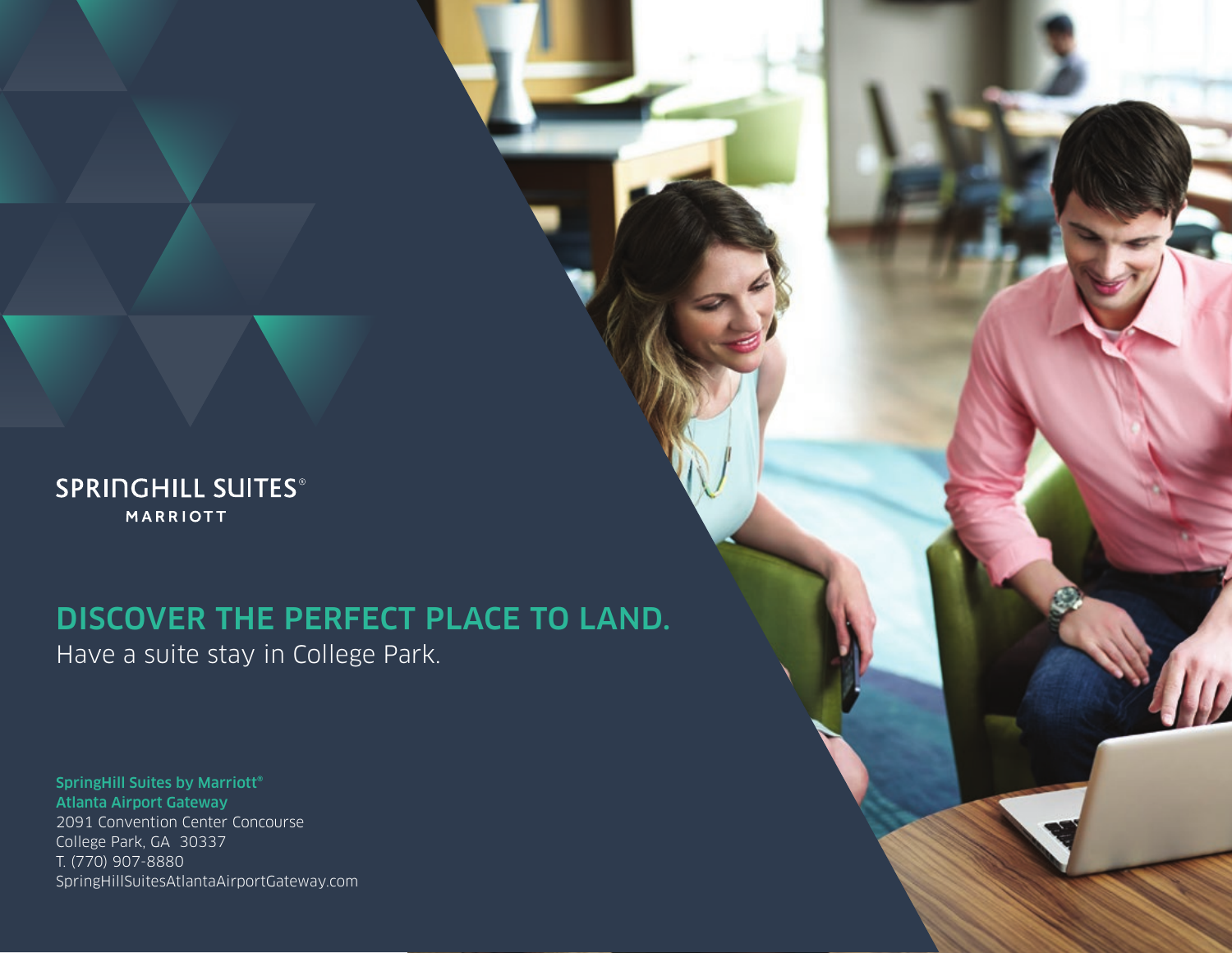SPRINGHILL SUITES®
MARRIOTT

# DISCOVER THE PERFECT PLACE TO LAND.

Have a suite stay in College Park.

**SpringHill Suites by Marriott®**
**Atlanta Airport Gateway**
2091 Convention Center Concourse
College Park, GA 30337
T. (770) 907-8880
SpringHillSuitesAtlantaAirportGateway.com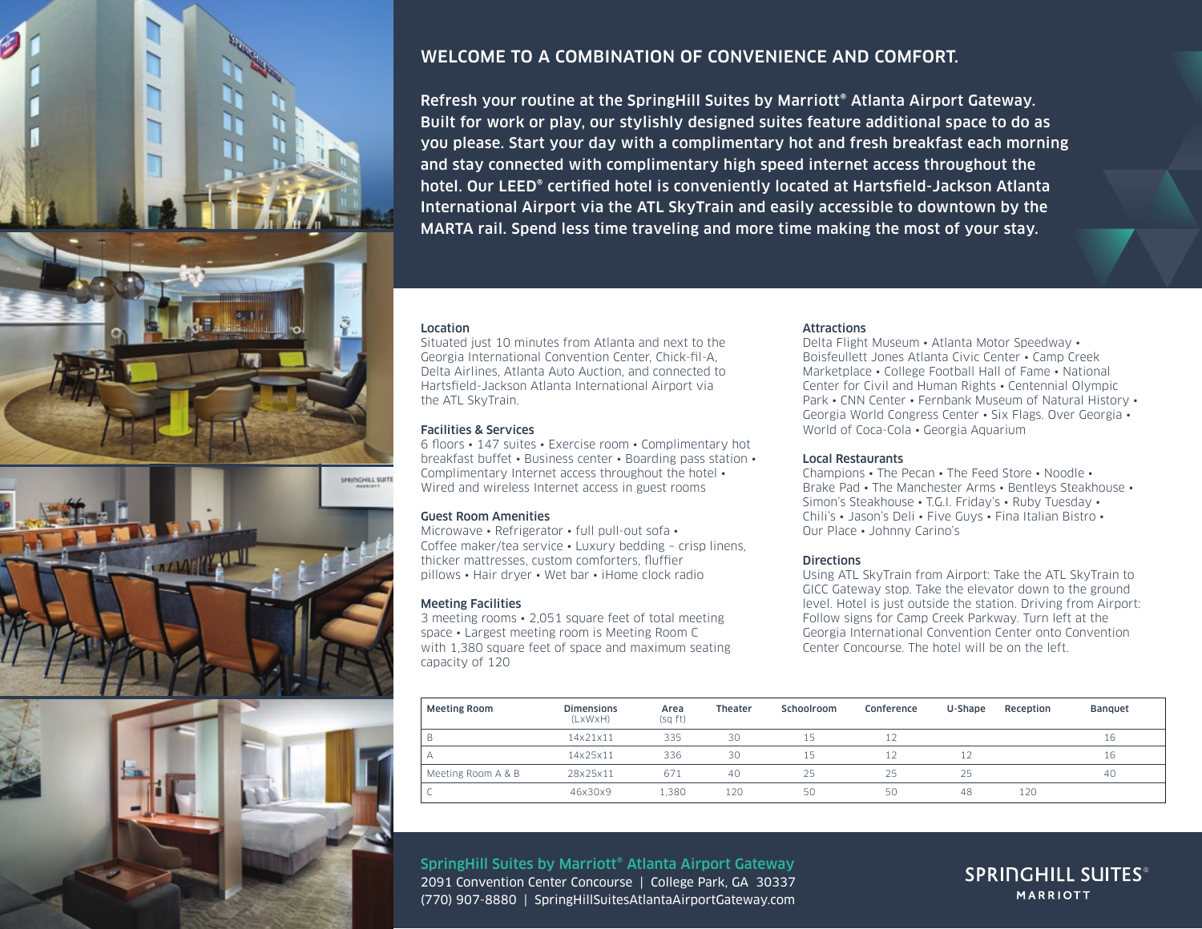## WELCOME TO A COMBINATION OF CONVENIENCE AND COMFORT.

**Refresh your routine at the SpringHill Suites by Marriott® Atlanta Airport Gateway. Built for work or play, our stylishly designed suites feature additional space to do as you please. Start your day with a complimentary hot and fresh breakfast each morning and stay connected with complimentary high speed internet access throughout the hotel. Our LEED® certified hotel is conveniently located at Hartsfield-Jackson Atlanta International Airport via the ATL SkyTrain and easily accessible to downtown by the MARTA rail. Spend less time traveling and more time making the most of your stay.**

### Location

Situated just 10 minutes from Atlanta and next to the Georgia International Convention Center, Chick-fil-A, Delta Airlines, Atlanta Auto Auction, and connected to Hartsfield-Jackson Atlanta International Airport via the ATL SkyTrain.

### Facilities & Services

6 floors • 147 suites • Exercise room • Complimentary hot breakfast buffet • Business center • Boarding pass station • Complimentary Internet access throughout the hotel • Wired and wireless Internet access in guest rooms

### Guest Room Amenities

Microwave • Refrigerator • full pull-out sofa • Coffee maker/tea service • Luxury bedding – crisp linens, thicker mattresses, custom comforters, fluffier pillows • Hair dryer • Wet bar • iHome clock radio

### Meeting Facilities

3 meeting rooms • 2,051 square feet of total meeting space • Largest meeting room is Meeting Room C with 1,380 square feet of space and maximum seating capacity of 120

### Attractions

Delta Flight Museum • Atlanta Motor Speedway • Boisfeullett Jones Atlanta Civic Center • Camp Creek Marketplace • College Football Hall of Fame • National Center for Civil and Human Rights • Centennial Olympic Park • CNN Center • Fernbank Museum of Natural History • Georgia World Congress Center • Six Flags. Over Georgia • World of Coca-Cola • Georgia Aquarium

### Local Restaurants

Champions • The Pecan • The Feed Store • Noodle • Brake Pad • The Manchester Arms • Bentleys Steakhouse • Simon's Steakhouse • T.G.I. Friday's • Ruby Tuesday • Chili's • Jason's Deli • Five Guys • Fina Italian Bistro • Our Place • Johnny Carino's

### Directions

Using ATL SkyTrain from Airport: Take the ATL SkyTrain to GICC Gateway stop. Take the elevator down to the ground level. Hotel is just outside the station. Driving from Airport: Follow signs for Camp Creek Parkway. Turn left at the Georgia International Convention Center onto Convention Center Concourse. The hotel will be on the left.

| Meeting Room | Dimensions (LxWxH) | Area (sq ft) | Theater | Schoolroom | Conference | U-Shape | Reception | Banquet |
|---|---|---|---|---|---|---|---|---|
| B | 14x21x11 | 335 | 30 | 15 | 12 | | | 16 |
| A | 14x25x11 | 336 | 30 | 15 | 12 | 12 | | 16 |
| Meeting Room A & B | 28x25x11 | 671 | 40 | 25 | 25 | 25 | | 40 |
| C | 46x30x9 | 1,380 | 120 | 50 | 50 | 48 | 120 | |

**SpringHill Suites by Marriott® Atlanta Airport Gateway**
2091 Convention Center Concourse | College Park, GA 30337
(770) 907-8880 | SpringHillSuitesAtlantaAirportGateway.com

SPRINGHILL SUITES®
MARRIOTT